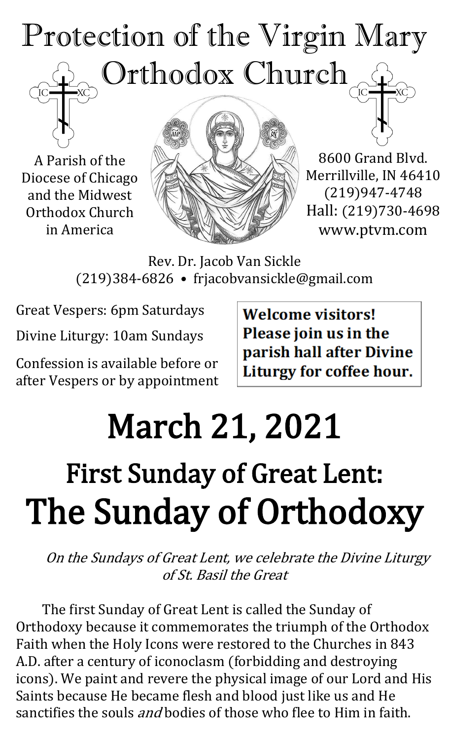# Protection of the Virgin Mary Orthodox Church

A Parish of the Diocese of Chicago and the Midwest Orthodox Church in America

8600 Grand Blvd.
Merrillville, IN 46410
(219)947-4748
Hall: (219)730-4698
www.ptvm.com

Rev. Dr. Jacob Van Sickle
(219)384-6826 • frjacobvansickle@gmail.com

Great Vespers: 6pm Saturdays

Divine Liturgy: 10am Sundays

Confession is available before or after Vespers or by appointment

**Welcome visitors! Please join us in the parish hall after Divine Liturgy for coffee hour.**

# March 21, 2021

## First Sunday of Great Lent:

# The Sunday of Orthodoxy

*On the Sundays of Great Lent, we celebrate the Divine Liturgy of St. Basil the Great*

The first Sunday of Great Lent is called the Sunday of Orthodoxy because it commemorates the triumph of the Orthodox Faith when the Holy Icons were restored to the Churches in 843 A.D. after a century of iconoclasm (forbidding and destroying icons). We paint and revere the physical image of our Lord and His Saints because He became flesh and blood just like us and He sanctifies the souls *and* bodies of those who flee to Him in faith.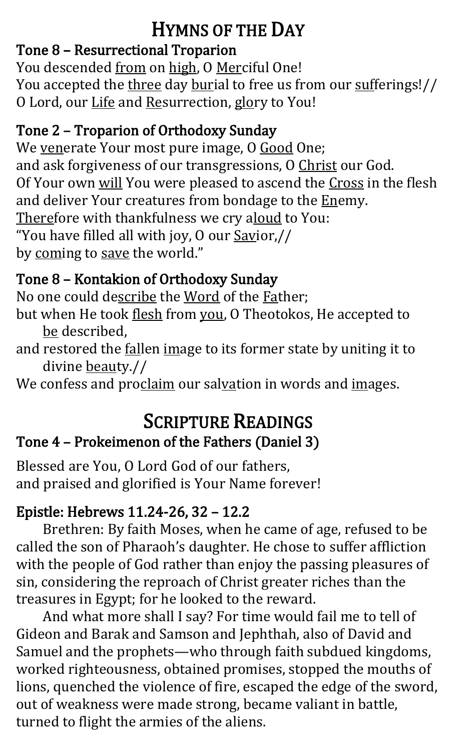# Hymns of the Day

### Tone 8 – Resurrectional Troparion

You descended from on high, O Merciful One!
You accepted the three day burial to free us from our sufferings!//
O Lord, our Life and Resurrection, glory to You!

### Tone 2 – Troparion of Orthodoxy Sunday

We venerate Your most pure image, O Good One;
and ask forgiveness of our transgressions, O Christ our God.
Of Your own will You were pleased to ascend the Cross in the flesh
and deliver Your creatures from bondage to the Enemy.
Therefore with thankfulness we cry aloud to You:
"You have filled all with joy, O our Savior,//
by coming to save the world."

### Tone 8 – Kontakion of Orthodoxy Sunday

No one could describe the Word of the Father;
but when He took flesh from you, O Theotokos, He accepted to be described,
and restored the fallen image to its former state by uniting it to divine beauty.//
We confess and proclaim our salvation in words and images.

# Scripture Readings

### Tone 4 – Prokeimenon of the Fathers (Daniel 3)

Blessed are You, O Lord God of our fathers,
and praised and glorified is Your Name forever!

### Epistle: Hebrews 11.24-26, 32 – 12.2

Brethren: By faith Moses, when he came of age, refused to be called the son of Pharaoh's daughter. He chose to suffer affliction with the people of God rather than enjoy the passing pleasures of sin, considering the reproach of Christ greater riches than the treasures in Egypt; for he looked to the reward.

And what more shall I say? For time would fail me to tell of Gideon and Barak and Samson and Jephthah, also of David and Samuel and the prophets—who through faith subdued kingdoms, worked righteousness, obtained promises, stopped the mouths of lions, quenched the violence of fire, escaped the edge of the sword, out of weakness were made strong, became valiant in battle, turned to flight the armies of the aliens.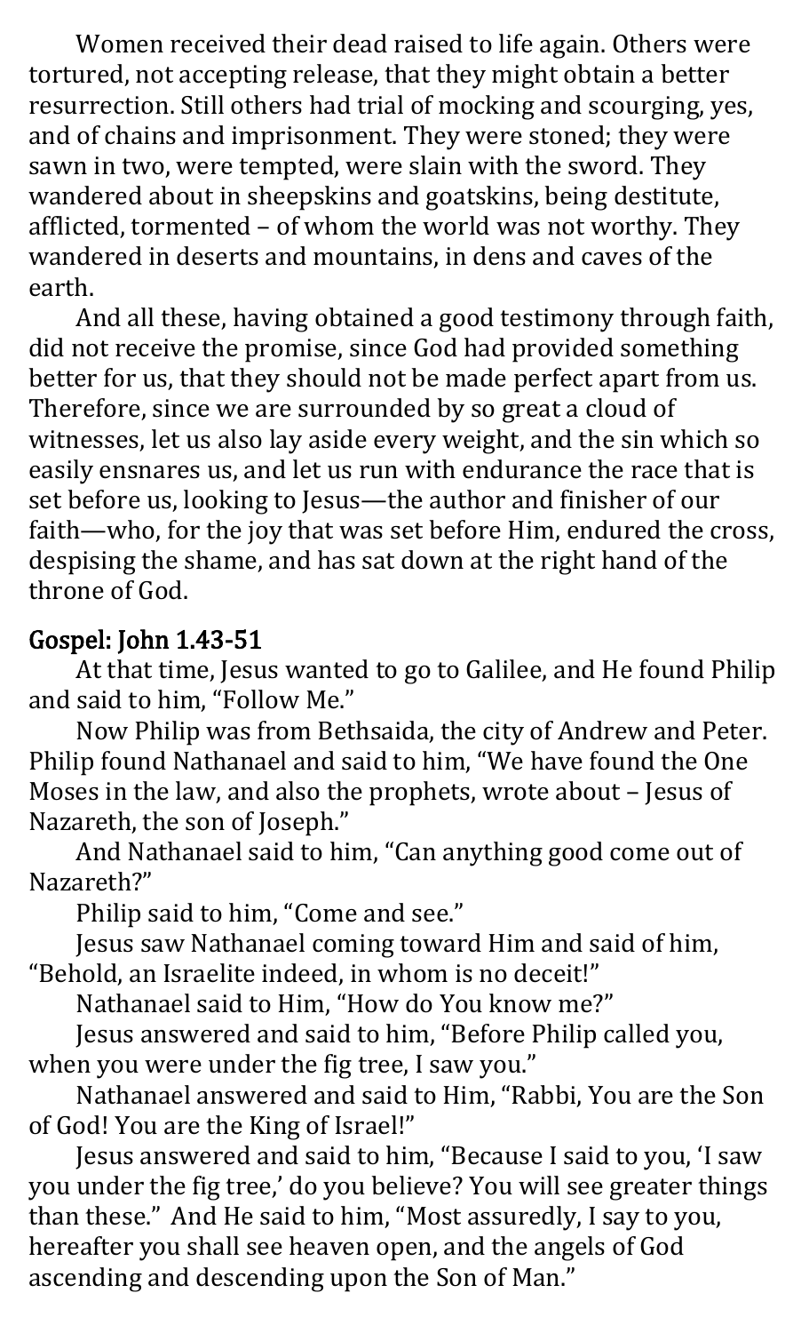Women received their dead raised to life again. Others were tortured, not accepting release, that they might obtain a better resurrection. Still others had trial of mocking and scourging, yes, and of chains and imprisonment. They were stoned; they were sawn in two, were tempted, were slain with the sword. They wandered about in sheepskins and goatskins, being destitute, afflicted, tormented – of whom the world was not worthy. They wandered in deserts and mountains, in dens and caves of the earth.

And all these, having obtained a good testimony through faith, did not receive the promise, since God had provided something better for us, that they should not be made perfect apart from us. Therefore, since we are surrounded by so great a cloud of witnesses, let us also lay aside every weight, and the sin which so easily ensnares us, and let us run with endurance the race that is set before us, looking to Jesus—the author and finisher of our faith—who, for the joy that was set before Him, endured the cross, despising the shame, and has sat down at the right hand of the throne of God.

## Gospel: John 1.43-51

At that time, Jesus wanted to go to Galilee, and He found Philip and said to him, "Follow Me."

Now Philip was from Bethsaida, the city of Andrew and Peter. Philip found Nathanael and said to him, "We have found the One Moses in the law, and also the prophets, wrote about – Jesus of Nazareth, the son of Joseph."

And Nathanael said to him, "Can anything good come out of Nazareth?"

Philip said to him, "Come and see."

Jesus saw Nathanael coming toward Him and said of him, "Behold, an Israelite indeed, in whom is no deceit!"

Nathanael said to Him, "How do You know me?"

Jesus answered and said to him, "Before Philip called you, when you were under the fig tree, I saw you."

Nathanael answered and said to Him, "Rabbi, You are the Son of God! You are the King of Israel!"

Jesus answered and said to him, "Because I said to you, 'I saw you under the fig tree,' do you believe? You will see greater things than these." And He said to him, "Most assuredly, I say to you, hereafter you shall see heaven open, and the angels of God ascending and descending upon the Son of Man."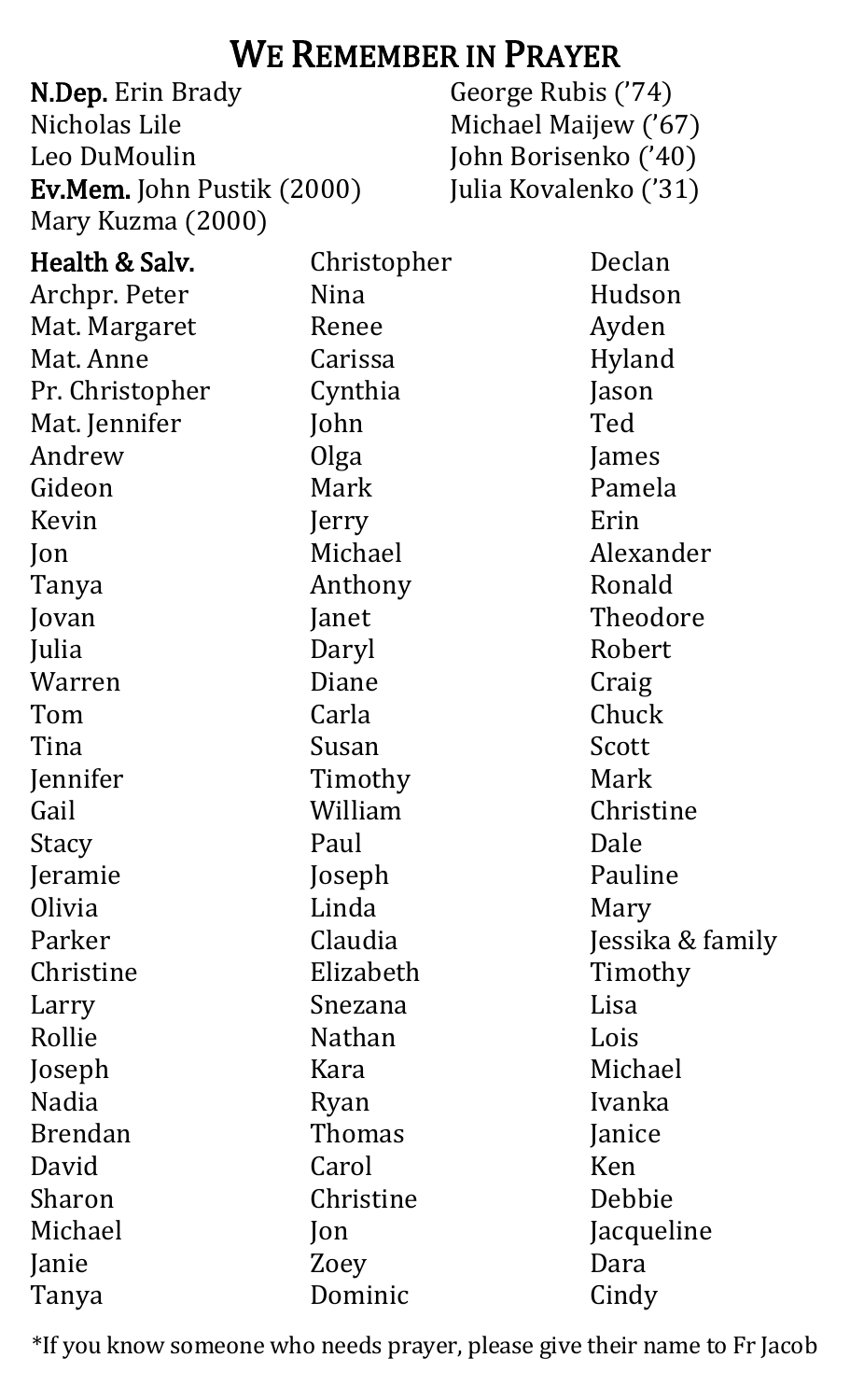# We Remember in Prayer

**N.Dep.** Erin Brady
Nicholas Lile
Leo DuMoulin
**Ev.Mem.** John Pustik (2000)
Mary Kuzma (2000)
George Rubis ('74)
Michael Maijew ('67)
John Borisenko ('40)
Julia Kovalenko ('31)

**Health & Salv.**
Archpr. Peter
Mat. Margaret
Mat. Anne
Pr. Christopher
Mat. Jennifer
Andrew
Gideon
Kevin
Jon
Tanya
Jovan
Julia
Warren
Tom
Tina
Jennifer
Gail
Stacy
Jeramie
Olivia
Parker
Christine
Larry
Rollie
Joseph
Nadia
Brendan
David
Sharon
Michael
Janie
Tanya
Christopher
Nina
Renee
Carissa
Cynthia
John
Olga
Mark
Jerry
Michael
Anthony
Janet
Daryl
Diane
Carla
Susan
Timothy
William
Paul
Joseph
Linda
Claudia
Elizabeth
Snezana
Nathan
Kara
Ryan
Thomas
Carol
Christine
Jon
Zoey
Dominic
Declan
Hudson
Ayden
Hyland
Jason
Ted
James
Pamela
Erin
Alexander
Ronald
Theodore
Robert
Craig
Chuck
Scott
Mark
Christine
Dale
Pauline
Mary
Jessika & family
Timothy
Lisa
Lois
Michael
Ivanka
Janice
Ken
Debbie
Jacqueline
Dara
Cindy

*If you know someone who needs prayer, please give their name to Fr Jacob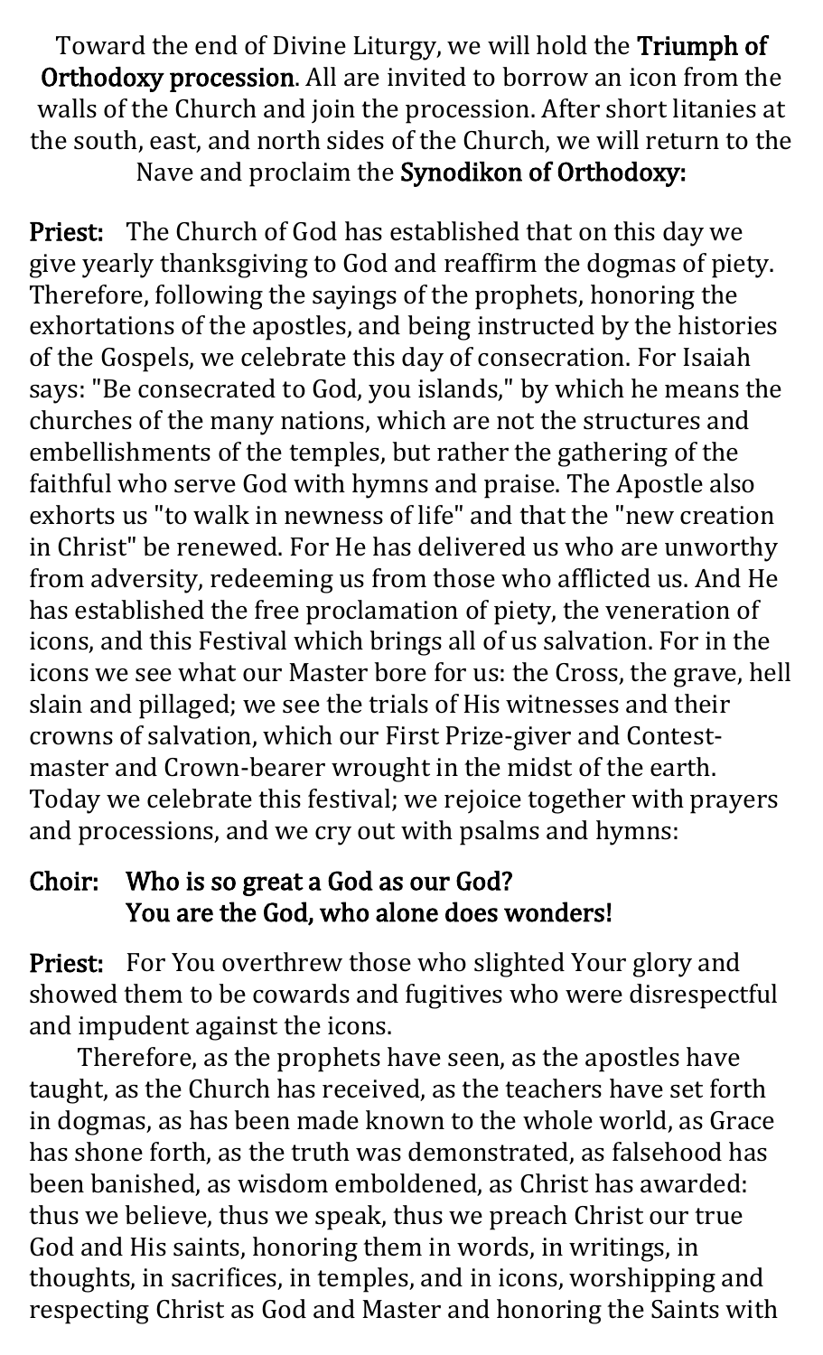Toward the end of Divine Liturgy, we will hold the **Triumph of Orthodoxy procession**. All are invited to borrow an icon from the walls of the Church and join the procession. After short litanies at the south, east, and north sides of the Church, we will return to the Nave and proclaim the **Synodikon of Orthodoxy:**

**Priest:** The Church of God has established that on this day we give yearly thanksgiving to God and reaffirm the dogmas of piety. Therefore, following the sayings of the prophets, honoring the exhortations of the apostles, and being instructed by the histories of the Gospels, we celebrate this day of consecration. For Isaiah says: "Be consecrated to God, you islands," by which he means the churches of the many nations, which are not the structures and embellishments of the temples, but rather the gathering of the faithful who serve God with hymns and praise. The Apostle also exhorts us "to walk in newness of life" and that the "new creation in Christ" be renewed. For He has delivered us who are unworthy from adversity, redeeming us from those who afflicted us. And He has established the free proclamation of piety, the veneration of icons, and this Festival which brings all of us salvation. For in the icons we see what our Master bore for us: the Cross, the grave, hell slain and pillaged; we see the trials of His witnesses and their crowns of salvation, which our First Prize-giver and Contest-master and Crown-bearer wrought in the midst of the earth. Today we celebrate this festival; we rejoice together with prayers and processions, and we cry out with psalms and hymns:

**Choir: Who is so great a God as our God?
You are the God, who alone does wonders!**

**Priest:** For You overthrew those who slighted Your glory and showed them to be cowards and fugitives who were disrespectful and impudent against the icons.

Therefore, as the prophets have seen, as the apostles have taught, as the Church has received, as the teachers have set forth in dogmas, as has been made known to the whole world, as Grace has shone forth, as the truth was demonstrated, as falsehood has been banished, as wisdom emboldened, as Christ has awarded: thus we believe, thus we speak, thus we preach Christ our true God and His saints, honoring them in words, in writings, in thoughts, in sacrifices, in temples, and in icons, worshipping and respecting Christ as God and Master and honoring the Saints with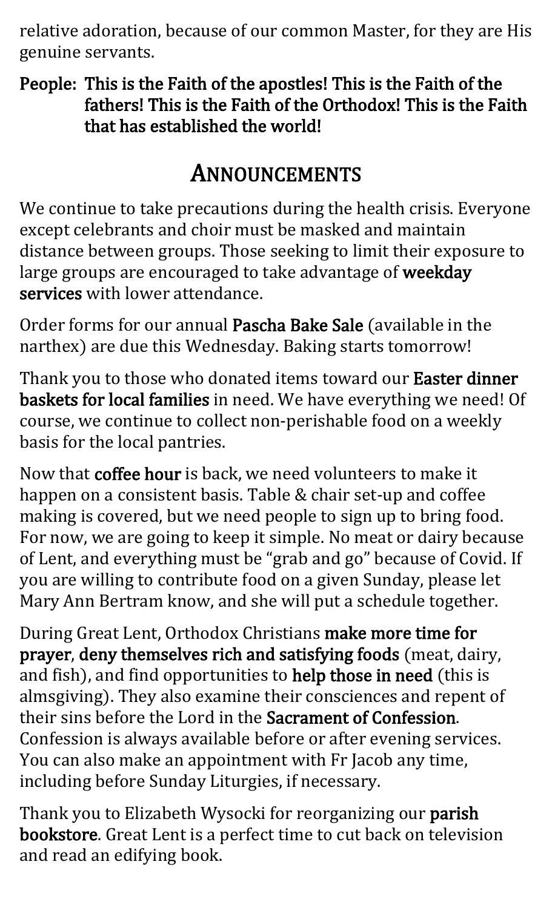relative adoration, because of our common Master, for they are His genuine servants.

**People: This is the Faith of the apostles! This is the Faith of the fathers! This is the Faith of the Orthodox! This is the Faith that has established the world!**

## ANNOUNCEMENTS

We continue to take precautions during the health crisis. Everyone except celebrants and choir must be masked and maintain distance between groups. Those seeking to limit their exposure to large groups are encouraged to take advantage of **weekday services** with lower attendance.

Order forms for our annual **Pascha Bake Sale** (available in the narthex) are due this Wednesday. Baking starts tomorrow!

Thank you to those who donated items toward our **Easter dinner baskets for local families** in need. We have everything we need! Of course, we continue to collect non-perishable food on a weekly basis for the local pantries.

Now that **coffee hour** is back, we need volunteers to make it happen on a consistent basis. Table & chair set-up and coffee making is covered, but we need people to sign up to bring food. For now, we are going to keep it simple. No meat or dairy because of Lent, and everything must be "grab and go" because of Covid. If you are willing to contribute food on a given Sunday, please let Mary Ann Bertram know, and she will put a schedule together.

During Great Lent, Orthodox Christians **make more time for prayer**, **deny themselves rich and satisfying foods** (meat, dairy, and fish), and find opportunities to **help those in need** (this is almsgiving). They also examine their consciences and repent of their sins before the Lord in the **Sacrament of Confession**. Confession is always available before or after evening services. You can also make an appointment with Fr Jacob any time, including before Sunday Liturgies, if necessary.

Thank you to Elizabeth Wysocki for reorganizing our **parish bookstore**. Great Lent is a perfect time to cut back on television and read an edifying book.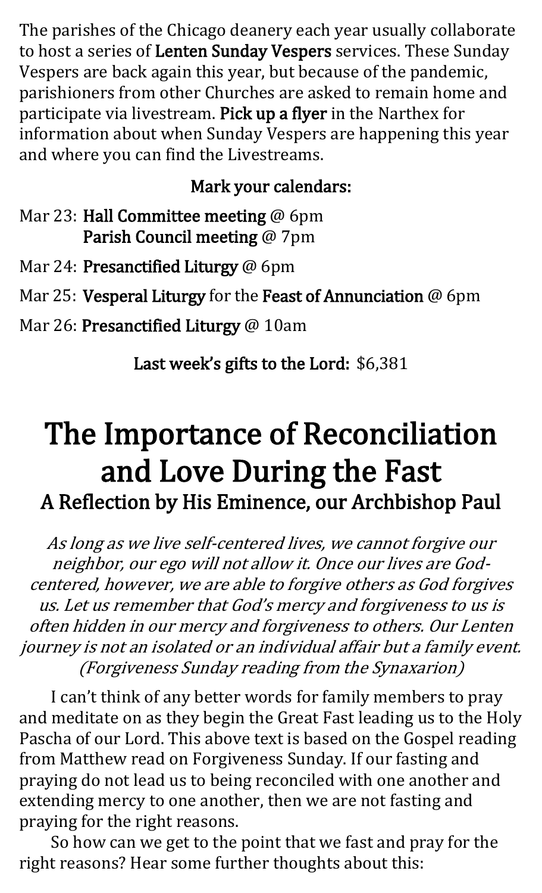The parishes of the Chicago deanery each year usually collaborate to host a series of **Lenten Sunday Vespers** services. These Sunday Vespers are back again this year, but because of the pandemic, parishioners from other Churches are asked to remain home and participate via livestream. **Pick up a flyer** in the Narthex for information about when Sunday Vespers are happening this year and where you can find the Livestreams.

**Mark your calendars:**

Mar 23: **Hall Committee meeting** @ 6pm
**Parish Council meeting** @ 7pm

Mar 24: **Presanctified Liturgy** @ 6pm

Mar 25: **Vesperal Liturgy** for the **Feast of Annunciation** @ 6pm

Mar 26: **Presanctified Liturgy** @ 10am

**Last week's gifts to the Lord:** $6,381

# The Importance of Reconciliation and Love During the Fast

## A Reflection by His Eminence, our Archbishop Paul

*As long as we live self-centered lives, we cannot forgive our neighbor, our ego will not allow it. Once our lives are God-centered, however, we are able to forgive others as God forgives us. Let us remember that God's mercy and forgiveness to us is often hidden in our mercy and forgiveness to others. Our Lenten journey is not an isolated or an individual affair but a family event. (Forgiveness Sunday reading from the Synaxarion)*

I can't think of any better words for family members to pray and meditate on as they begin the Great Fast leading us to the Holy Pascha of our Lord. This above text is based on the Gospel reading from Matthew read on Forgiveness Sunday. If our fasting and praying do not lead us to being reconciled with one another and extending mercy to one another, then we are not fasting and praying for the right reasons.

So how can we get to the point that we fast and pray for the right reasons? Hear some further thoughts about this: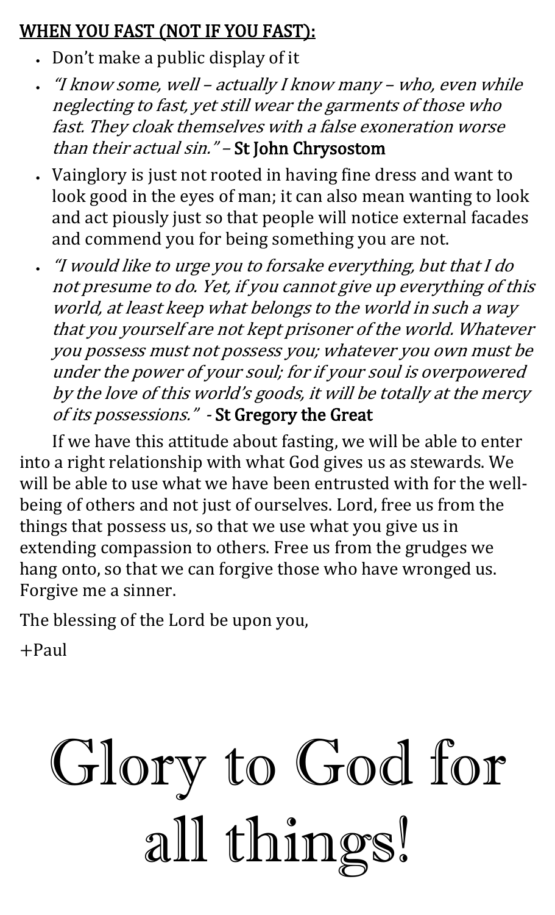## WHEN YOU FAST (NOT IF YOU FAST):

- Don't make a public display of it
- *"I know some, well – actually I know many – who, even while neglecting to fast, yet still wear the garments of those who fast. They cloak themselves with a false exoneration worse than their actual sin."* – **St John Chrysostom**
- Vainglory is just not rooted in having fine dress and want to look good in the eyes of man; it can also mean wanting to look and act piously just so that people will notice external facades and commend you for being something you are not.
- *"I would like to urge you to forsake everything, but that I do not presume to do. Yet, if you cannot give up everything of this world, at least keep what belongs to the world in such a way that you yourself are not kept prisoner of the world. Whatever you possess must not possess you; whatever you own must be under the power of your soul; for if your soul is overpowered by the love of this world's goods, it will be totally at the mercy of its possessions."* - **St Gregory the Great**

If we have this attitude about fasting, we will be able to enter into a right relationship with what God gives us as stewards. We will be able to use what we have been entrusted with for the well-being of others and not just of ourselves. Lord, free us from the things that possess us, so that we use what you give us in extending compassion to others. Free us from the grudges we hang onto, so that we can forgive those who have wronged us. Forgive me a sinner.

The blessing of the Lord be upon you,

+Paul

# Glory to God for all things!